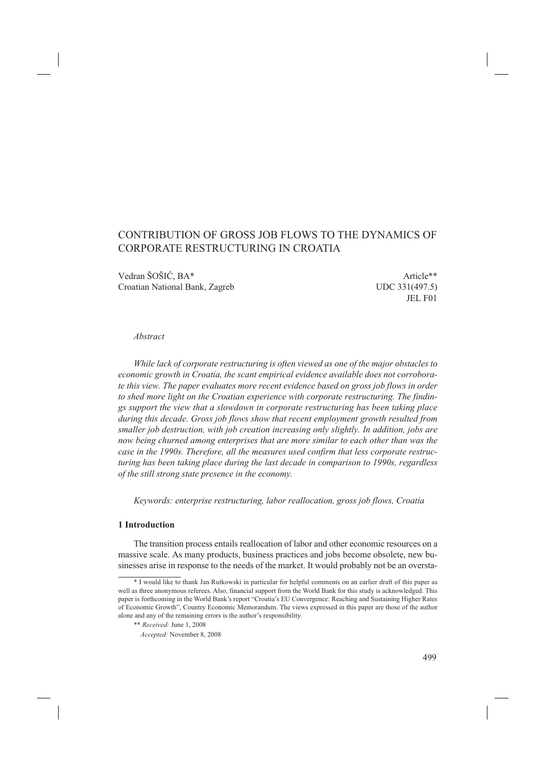# CONTRIBUTION OF GROSS JOB FLOWS TO THE DYNAMICS OF CORPORATE RESTRUCTURING IN CROATIA

Vedran ŠOŠIĆ, BA*
Croatian National Bank, Zagreb

Article**
UDC 331(497.5)
JEL F01

*Abstract*

*While lack of corporate restructuring is often viewed as one of the major obstacles to economic growth in Croatia, the scant empirical evidence available does not corroborate this view. The paper evaluates more recent evidence based on gross job flows in order to shed more light on the Croatian experience with corporate restructuring. The findings support the view that a slowdown in corporate restructuring has been taking place during this decade. Gross job flows show that recent employment growth resulted from smaller job destruction, with job creation increasing only slightly. In addition, jobs are now being churned among enterprises that are more similar to each other than was the case in the 1990s. Therefore, all the measures used confirm that less corporate restructuring has been taking place during the last decade in comparison to 1990s, regardless of the still strong state presence in the economy.*

*Keywords: enterprise restructuring, labor reallocation, gross job flows, Croatia*

## 1 Introduction

The transition process entails reallocation of labor and other economic resources on a massive scale. As many products, business practices and jobs become obsolete, new businesses arise in response to the needs of the market. It would probably not be an oversta-

---

\* I would like to thank Jan Rutkowski in particular for helpful comments on an earlier draft of this paper as well as three anonymous referees. Also, financial support from the World Bank for this study is acknowledged. This paper is forthcoming in the World Bank's report "Croatia's EU Convergence: Reaching and Sustaining Higher Rates of Economic Growth", Country Economic Memorandum. The views expressed in this paper are those of the author alone and any of the remaining errors is the author's responsibility.

\** *Received:* June 1, 2008
*Accepted:* November 8, 2008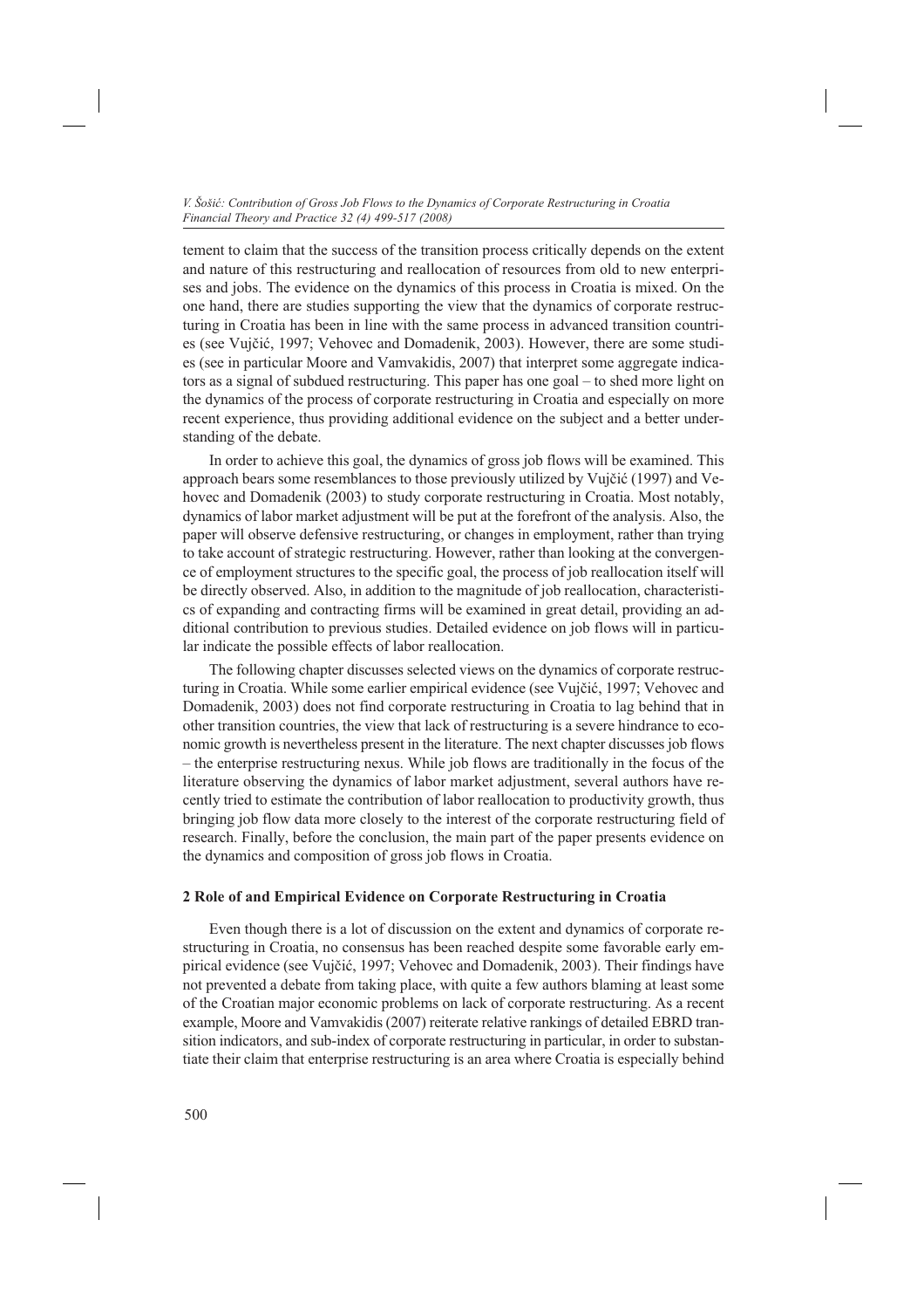tement to claim that the success of the transition process critically depends on the extent and nature of this restructuring and reallocation of resources from old to new enterprises and jobs. The evidence on the dynamics of this process in Croatia is mixed. On the one hand, there are studies supporting the view that the dynamics of corporate restructuring in Croatia has been in line with the same process in advanced transition countries (see Vujčić, 1997; Vehovec and Domadenik, 2003). However, there are some studies (see in particular Moore and Vamvakidis, 2007) that interpret some aggregate indicators as a signal of subdued restructuring. This paper has one goal – to shed more light on the dynamics of the process of corporate restructuring in Croatia and especially on more recent experience, thus providing additional evidence on the subject and a better understanding of the debate.

In order to achieve this goal, the dynamics of gross job flows will be examined. This approach bears some resemblances to those previously utilized by Vujčić (1997) and Vehovec and Domadenik (2003) to study corporate restructuring in Croatia. Most notably, dynamics of labor market adjustment will be put at the forefront of the analysis. Also, the paper will observe defensive restructuring, or changes in employment, rather than trying to take account of strategic restructuring. However, rather than looking at the convergence of employment structures to the specific goal, the process of job reallocation itself will be directly observed. Also, in addition to the magnitude of job reallocation, characteristics of expanding and contracting firms will be examined in great detail, providing an additional contribution to previous studies. Detailed evidence on job flows will in particular indicate the possible effects of labor reallocation.

The following chapter discusses selected views on the dynamics of corporate restructuring in Croatia. While some earlier empirical evidence (see Vujčić, 1997; Vehovec and Domadenik, 2003) does not find corporate restructuring in Croatia to lag behind that in other transition countries, the view that lack of restructuring is a severe hindrance to economic growth is nevertheless present in the literature. The next chapter discusses job flows – the enterprise restructuring nexus. While job flows are traditionally in the focus of the literature observing the dynamics of labor market adjustment, several authors have recently tried to estimate the contribution of labor reallocation to productivity growth, thus bringing job flow data more closely to the interest of the corporate restructuring field of research. Finally, before the conclusion, the main part of the paper presents evidence on the dynamics and composition of gross job flows in Croatia.

## 2 Role of and Empirical Evidence on Corporate Restructuring in Croatia

Even though there is a lot of discussion on the extent and dynamics of corporate restructuring in Croatia, no consensus has been reached despite some favorable early empirical evidence (see Vujčić, 1997; Vehovec and Domadenik, 2003). Their findings have not prevented a debate from taking place, with quite a few authors blaming at least some of the Croatian major economic problems on lack of corporate restructuring. As a recent example, Moore and Vamvakidis (2007) reiterate relative rankings of detailed EBRD transition indicators, and sub-index of corporate restructuring in particular, in order to substantiate their claim that enterprise restructuring is an area where Croatia is especially behind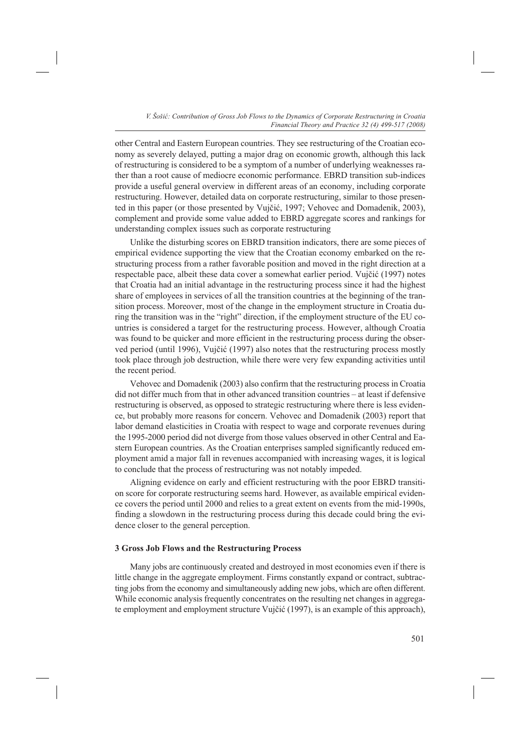other Central and Eastern European countries. They see restructuring of the Croatian economy as severely delayed, putting a major drag on economic growth, although this lack of restructuring is considered to be a symptom of a number of underlying weaknesses rather than a root cause of mediocre economic performance. EBRD transition sub-indices provide a useful general overview in different areas of an economy, including corporate restructuring. However, detailed data on corporate restructuring, similar to those presented in this paper (or those presented by Vujčić, 1997; Vehovec and Domadenik, 2003), complement and provide some value added to EBRD aggregate scores and rankings for understanding complex issues such as corporate restructuring

Unlike the disturbing scores on EBRD transition indicators, there are some pieces of empirical evidence supporting the view that the Croatian economy embarked on the restructuring process from a rather favorable position and moved in the right direction at a respectable pace, albeit these data cover a somewhat earlier period. Vujčić (1997) notes that Croatia had an initial advantage in the restructuring process since it had the highest share of employees in services of all the transition countries at the beginning of the transition process. Moreover, most of the change in the employment structure in Croatia during the transition was in the "right" direction, if the employment structure of the EU countries is considered a target for the restructuring process. However, although Croatia was found to be quicker and more efficient in the restructuring process during the observed period (until 1996), Vujčić (1997) also notes that the restructuring process mostly took place through job destruction, while there were very few expanding activities until the recent period.

Vehovec and Domadenik (2003) also confirm that the restructuring process in Croatia did not differ much from that in other advanced transition countries – at least if defensive restructuring is observed, as opposed to strategic restructuring where there is less evidence, but probably more reasons for concern. Vehovec and Domadenik (2003) report that labor demand elasticities in Croatia with respect to wage and corporate revenues during the 1995-2000 period did not diverge from those values observed in other Central and Eastern European countries. As the Croatian enterprises sampled significantly reduced employment amid a major fall in revenues accompanied with increasing wages, it is logical to conclude that the process of restructuring was not notably impeded.

Aligning evidence on early and efficient restructuring with the poor EBRD transition score for corporate restructuring seems hard. However, as available empirical evidence covers the period until 2000 and relies to a great extent on events from the mid-1990s, finding a slowdown in the restructuring process during this decade could bring the evidence closer to the general perception.

### 3 Gross Job Flows and the Restructuring Process

Many jobs are continuously created and destroyed in most economies even if there is little change in the aggregate employment. Firms constantly expand or contract, subtracting jobs from the economy and simultaneously adding new jobs, which are often different. While economic analysis frequently concentrates on the resulting net changes in aggregate employment and employment structure Vujčić (1997), is an example of this approach),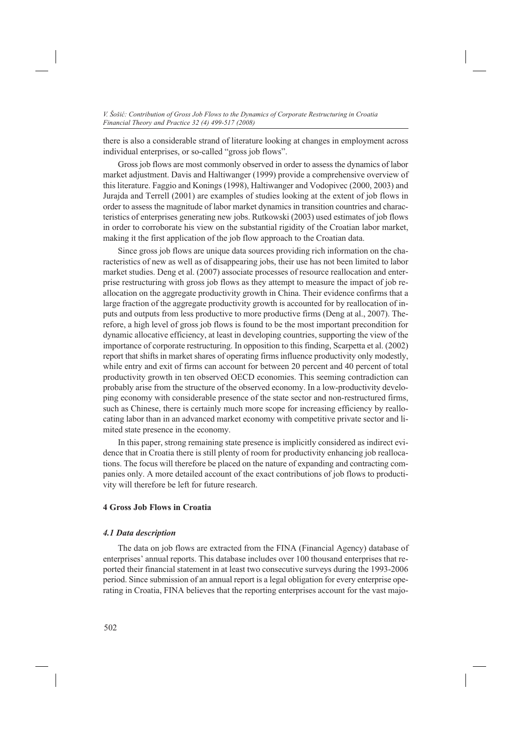there is also a considerable strand of literature looking at changes in employment across individual enterprises, or so-called "gross job flows".

Gross job flows are most commonly observed in order to assess the dynamics of labor market adjustment. Davis and Haltiwanger (1999) provide a comprehensive overview of this literature. Faggio and Konings (1998), Haltiwanger and Vodopivec (2000, 2003) and Jurajda and Terrell (2001) are examples of studies looking at the extent of job flows in order to assess the magnitude of labor market dynamics in transition countries and characteristics of enterprises generating new jobs. Rutkowski (2003) used estimates of job flows in order to corroborate his view on the substantial rigidity of the Croatian labor market, making it the first application of the job flow approach to the Croatian data.

Since gross job flows are unique data sources providing rich information on the characteristics of new as well as of disappearing jobs, their use has not been limited to labor market studies. Deng et al. (2007) associate processes of resource reallocation and enterprise restructuring with gross job flows as they attempt to measure the impact of job reallocation on the aggregate productivity growth in China. Their evidence confirms that a large fraction of the aggregate productivity growth is accounted for by reallocation of inputs and outputs from less productive to more productive firms (Deng at al., 2007). Therefore, a high level of gross job flows is found to be the most important precondition for dynamic allocative efficiency, at least in developing countries, supporting the view of the importance of corporate restructuring. In opposition to this finding, Scarpetta et al. (2002) report that shifts in market shares of operating firms influence productivity only modestly, while entry and exit of firms can account for between 20 percent and 40 percent of total productivity growth in ten observed OECD economies. This seeming contradiction can probably arise from the structure of the observed economy. In a low-productivity developing economy with considerable presence of the state sector and non-restructured firms, such as Chinese, there is certainly much more scope for increasing efficiency by reallocating labor than in an advanced market economy with competitive private sector and limited state presence in the economy.

In this paper, strong remaining state presence is implicitly considered as indirect evidence that in Croatia there is still plenty of room for productivity enhancing job reallocations. The focus will therefore be placed on the nature of expanding and contracting companies only. A more detailed account of the exact contributions of job flows to productivity will therefore be left for future research.

## 4 Gross Job Flows in Croatia

### *4.1 Data description*

The data on job flows are extracted from the FINA (Financial Agency) database of enterprises' annual reports. This database includes over 100 thousand enterprises that reported their financial statement in at least two consecutive surveys during the 1993-2006 period. Since submission of an annual report is a legal obligation for every enterprise operating in Croatia, FINA believes that the reporting enterprises account for the vast majo-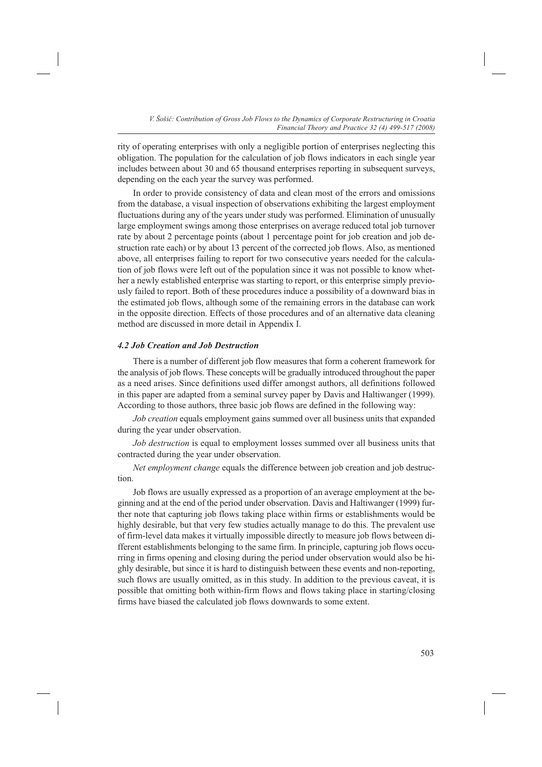rity of operating enterprises with only a negligible portion of enterprises neglecting this obligation. The population for the calculation of job flows indicators in each single year includes between about 30 and 65 thousand enterprises reporting in subsequent surveys, depending on the each year the survey was performed.

In order to provide consistency of data and clean most of the errors and omissions from the database, a visual inspection of observations exhibiting the largest employment fluctuations during any of the years under study was performed. Elimination of unusually large employment swings among those enterprises on average reduced total job turnover rate by about 2 percentage points (about 1 percentage point for job creation and job destruction rate each) or by about 13 percent of the corrected job flows. Also, as mentioned above, all enterprises failing to report for two consecutive years needed for the calculation of job flows were left out of the population since it was not possible to know whether a newly established enterprise was starting to report, or this enterprise simply previously failed to report. Both of these procedures induce a possibility of a downward bias in the estimated job flows, although some of the remaining errors in the database can work in the opposite direction. Effects of those procedures and of an alternative data cleaning method are discussed in more detail in Appendix I.

### *4.2 Job Creation and Job Destruction*

There is a number of different job flow measures that form a coherent framework for the analysis of job flows. These concepts will be gradually introduced throughout the paper as a need arises. Since definitions used differ amongst authors, all definitions followed in this paper are adapted from a seminal survey paper by Davis and Haltiwanger (1999). According to those authors, three basic job flows are defined in the following way:

*Job creation* equals employment gains summed over all business units that expanded during the year under observation.

*Job destruction* is equal to employment losses summed over all business units that contracted during the year under observation.

*Net employment change* equals the difference between job creation and job destruction.

Job flows are usually expressed as a proportion of an average employment at the beginning and at the end of the period under observation. Davis and Haltiwanger (1999) further note that capturing job flows taking place within firms or establishments would be highly desirable, but that very few studies actually manage to do this. The prevalent use of firm-level data makes it virtually impossible directly to measure job flows between different establishments belonging to the same firm. In principle, capturing job flows occurring in firms opening and closing during the period under observation would also be highly desirable, but since it is hard to distinguish between these events and non-reporting, such flows are usually omitted, as in this study. In addition to the previous caveat, it is possible that omitting both within-firm flows and flows taking place in starting/closing firms have biased the calculated job flows downwards to some extent.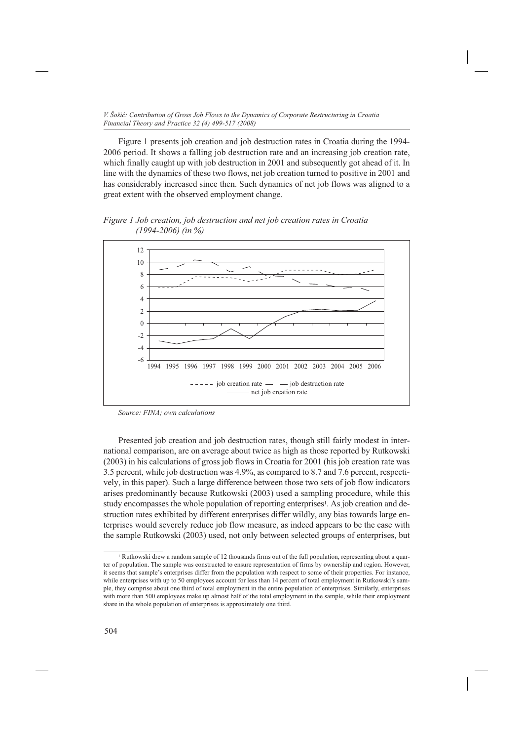Figure 1 presents job creation and job destruction rates in Croatia during the 1994-2006 period. It shows a falling job destruction rate and an increasing job creation rate, which finally caught up with job destruction in 2001 and subsequently got ahead of it. In line with the dynamics of these two flows, net job creation turned to positive in 2001 and has considerably increased since then. Such dynamics of net job flows was aligned to a great extent with the observed employment change.

*Figure 1 Job creation, job destruction and net job creation rates in Croatia (1994-2006) (in %)*

*Source: FINA; own calculations*

Presented job creation and job destruction rates, though still fairly modest in international comparison, are on average about twice as high as those reported by Rutkowski (2003) in his calculations of gross job flows in Croatia for 2001 (his job creation rate was 3.5 percent, while job destruction was 4.9%, as compared to 8.7 and 7.6 percent, respectively, in this paper). Such a large difference between those two sets of job flow indicators arises predominantly because Rutkowski (2003) used a sampling procedure, while this study encompasses the whole population of reporting enterprises[1]. As job creation and destruction rates exhibited by different enterprises differ wildly, any bias towards large enterprises would severely reduce job flow measure, as indeed appears to be the case with the sample Rutkowski (2003) used, not only between selected groups of enterprises, but

[1] Rutkowski drew a random sample of 12 thousands firms out of the full population, representing about a quarter of population. The sample was constructed to ensure representation of firms by ownership and region. However, it seems that sample's enterprises differ from the population with respect to some of their properties. For instance, while enterprises with up to 50 employees account for less than 14 percent of total employment in Rutkowski's sample, they comprise about one third of total employment in the entire population of enterprises. Similarly, enterprises with more than 500 employees make up almost half of the total employment in the sample, while their employment share in the whole population of enterprises is approximately one third.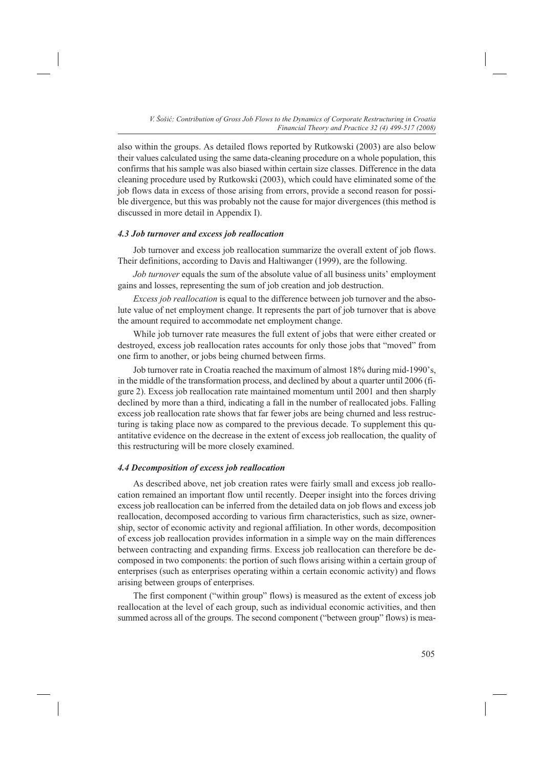also within the groups. As detailed flows reported by Rutkowski (2003) are also below their values calculated using the same data-cleaning procedure on a whole population, this confirms that his sample was also biased within certain size classes. Difference in the data cleaning procedure used by Rutkowski (2003), which could have eliminated some of the job flows data in excess of those arising from errors, provide a second reason for possible divergence, but this was probably not the cause for major divergences (this method is discussed in more detail in Appendix I).

### *4.3 Job turnover and excess job reallocation*

Job turnover and excess job reallocation summarize the overall extent of job flows. Their definitions, according to Davis and Haltiwanger (1999), are the following.

*Job turnover* equals the sum of the absolute value of all business units' employment gains and losses, representing the sum of job creation and job destruction.

*Excess job reallocation* is equal to the difference between job turnover and the absolute value of net employment change. It represents the part of job turnover that is above the amount required to accommodate net employment change.

While job turnover rate measures the full extent of jobs that were either created or destroyed, excess job reallocation rates accounts for only those jobs that "moved" from one firm to another, or jobs being churned between firms.

Job turnover rate in Croatia reached the maximum of almost 18% during mid-1990's, in the middle of the transformation process, and declined by about a quarter until 2006 (figure 2). Excess job reallocation rate maintained momentum until 2001 and then sharply declined by more than a third, indicating a fall in the number of reallocated jobs. Falling excess job reallocation rate shows that far fewer jobs are being churned and less restructuring is taking place now as compared to the previous decade. To supplement this quantitative evidence on the decrease in the extent of excess job reallocation, the quality of this restructuring will be more closely examined.

### *4.4 Decomposition of excess job reallocation*

As described above, net job creation rates were fairly small and excess job reallocation remained an important flow until recently. Deeper insight into the forces driving excess job reallocation can be inferred from the detailed data on job flows and excess job reallocation, decomposed according to various firm characteristics, such as size, ownership, sector of economic activity and regional affiliation. In other words, decomposition of excess job reallocation provides information in a simple way on the main differences between contracting and expanding firms. Excess job reallocation can therefore be decomposed in two components: the portion of such flows arising within a certain group of enterprises (such as enterprises operating within a certain economic activity) and flows arising between groups of enterprises.

The first component ("within group" flows) is measured as the extent of excess job reallocation at the level of each group, such as individual economic activities, and then summed across all of the groups. The second component ("between group" flows) is mea-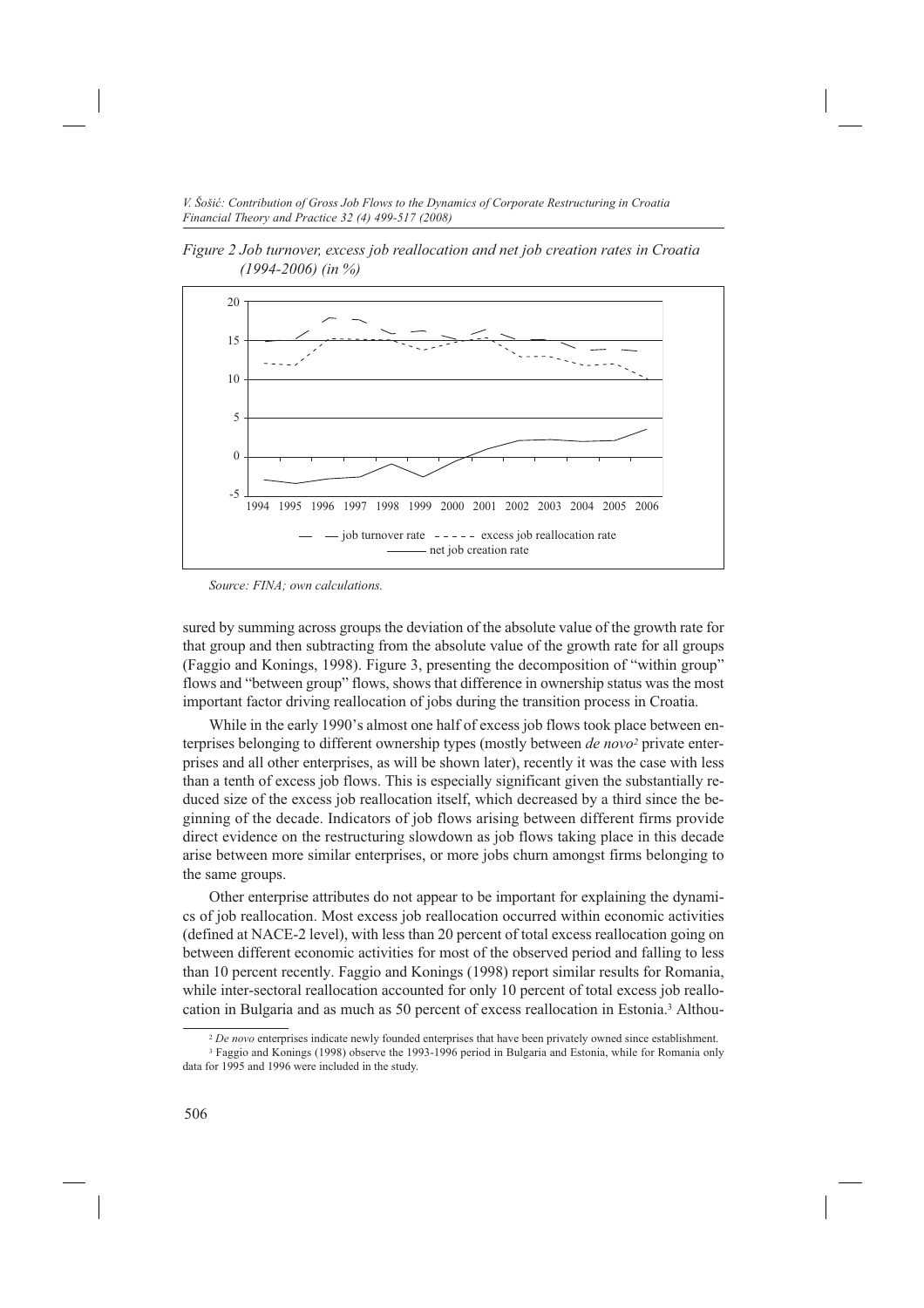*Figure 2 Job turnover, excess job reallocation and net job creation rates in Croatia (1994-2006) (in %)*

*Source: FINA; own calculations.*

sured by summing across groups the deviation of the absolute value of the growth rate for that group and then subtracting from the absolute value of the growth rate for all groups (Faggio and Konings, 1998). Figure 3, presenting the decomposition of "within group" flows and "between group" flows, shows that difference in ownership status was the most important factor driving reallocation of jobs during the transition process in Croatia.

While in the early 1990's almost one half of excess job flows took place between enterprises belonging to different ownership types (mostly between *de novo*[2] private enterprises and all other enterprises, as will be shown later), recently it was the case with less than a tenth of excess job flows. This is especially significant given the substantially reduced size of the excess job reallocation itself, which decreased by a third since the beginning of the decade. Indicators of job flows arising between different firms provide direct evidence on the restructuring slowdown as job flows taking place in this decade arise between more similar enterprises, or more jobs churn amongst firms belonging to the same groups.

Other enterprise attributes do not appear to be important for explaining the dynamics of job reallocation. Most excess job reallocation occurred within economic activities (defined at NACE-2 level), with less than 20 percent of total excess reallocation going on between different economic activities for most of the observed period and falling to less than 10 percent recently. Faggio and Konings (1998) report similar results for Romania, while inter-sectoral reallocation accounted for only 10 percent of total excess job reallocation in Bulgaria and as much as 50 percent of excess reallocation in Estonia.[3] Althou-

---

[2] *De novo* enterprises indicate newly founded enterprises that have been privately owned since establishment.

[3] Faggio and Konings (1998) observe the 1993-1996 period in Bulgaria and Estonia, while for Romania only data for 1995 and 1996 were included in the study.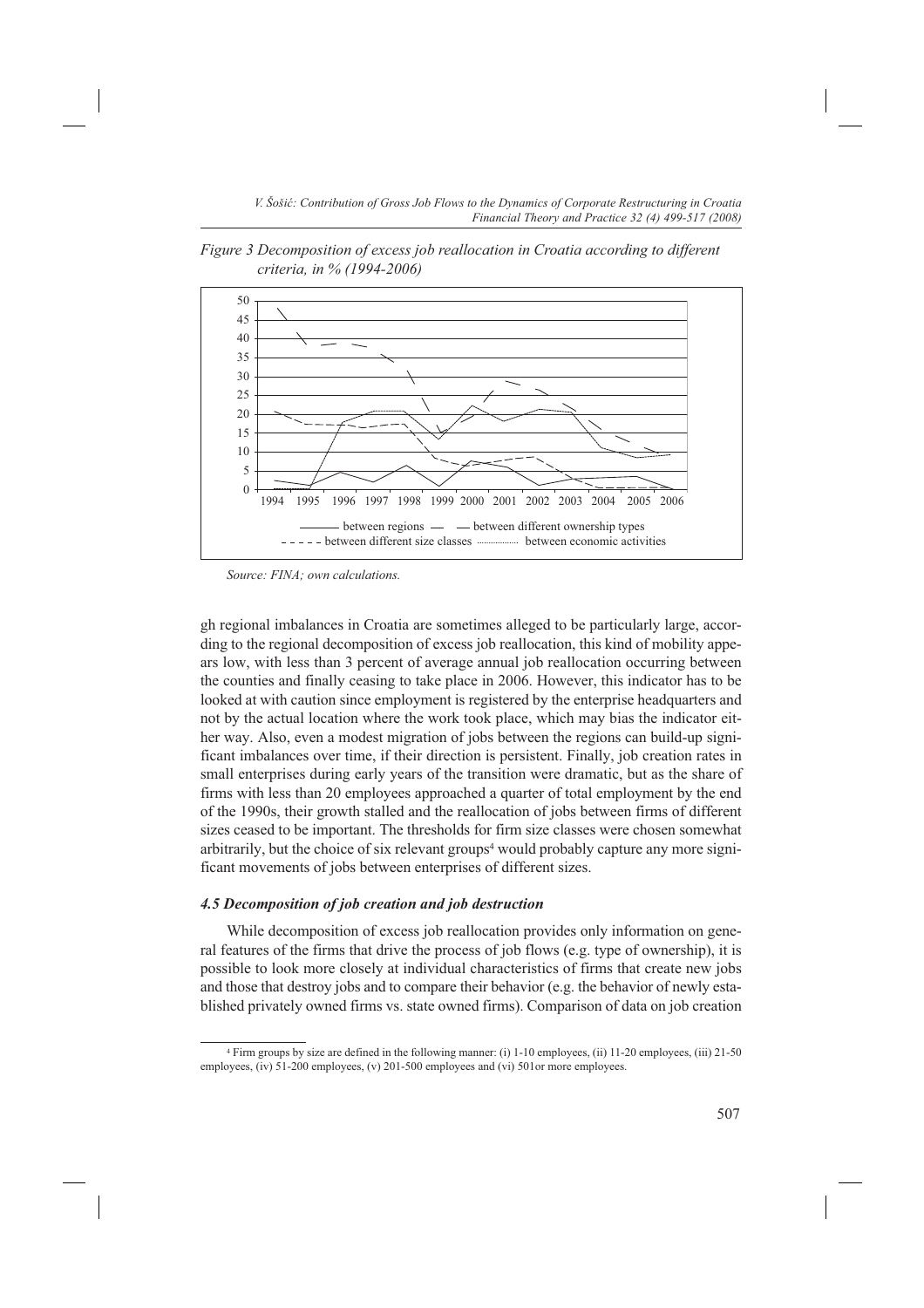*Figure 3 Decomposition of excess job reallocation in Croatia according to different criteria, in % (1994-2006)*

*Source: FINA; own calculations.*

gh regional imbalances in Croatia are sometimes alleged to be particularly large, according to the regional decomposition of excess job reallocation, this kind of mobility appears low, with less than 3 percent of average annual job reallocation occurring between the counties and finally ceasing to take place in 2006. However, this indicator has to be looked at with caution since employment is registered by the enterprise headquarters and not by the actual location where the work took place, which may bias the indicator either way. Also, even a modest migration of jobs between the regions can build-up significant imbalances over time, if their direction is persistent. Finally, job creation rates in small enterprises during early years of the transition were dramatic, but as the share of firms with less than 20 employees approached a quarter of total employment by the end of the 1990s, their growth stalled and the reallocation of jobs between firms of different sizes ceased to be important. The thresholds for firm size classes were chosen somewhat arbitrarily, but the choice of six relevant groups[4] would probably capture any more significant movements of jobs between enterprises of different sizes.

### *4.5 Decomposition of job creation and job destruction*

While decomposition of excess job reallocation provides only information on general features of the firms that drive the process of job flows (e.g. type of ownership), it is possible to look more closely at individual characteristics of firms that create new jobs and those that destroy jobs and to compare their behavior (e.g. the behavior of newly established privately owned firms vs. state owned firms). Comparison of data on job creation

[4] Firm groups by size are defined in the following manner: (i) 1-10 employees, (ii) 11-20 employees, (iii) 21-50 employees, (iv) 51-200 employees, (v) 201-500 employees and (vi) 501or more employees.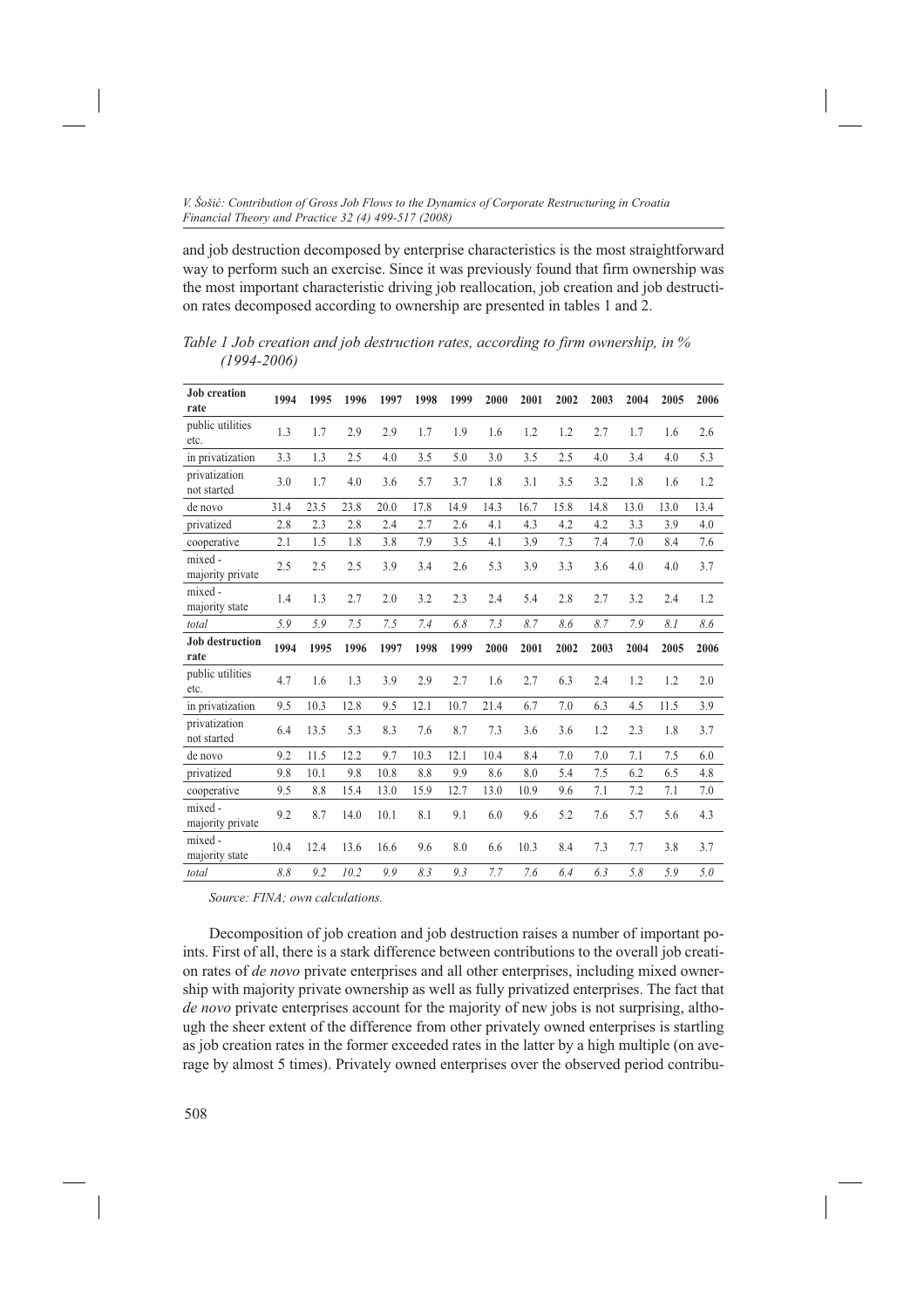and job destruction decomposed by enterprise characteristics is the most straightforward way to perform such an exercise. Since it was previously found that firm ownership was the most important characteristic driving job reallocation, job creation and job destruction rates decomposed according to ownership are presented in tables 1 and 2.

*Table 1 Job creation and job destruction rates, according to firm ownership, in % (1994-2006)*

| **Job creation rate** | **1994** | **1995** | **1996** | **1997** | **1998** | **1999** | **2000** | **2001** | **2002** | **2003** | **2004** | **2005** | **2006** |
|---|---|---|---|---|---|---|---|---|---|---|---|---|---|
| public utilities etc. | 1.3 | 1.7 | 2.9 | 2.9 | 1.7 | 1.9 | 1.6 | 1.2 | 1.2 | 2.7 | 1.7 | 1.6 | 2.6 |
| in privatization | 3.3 | 1.3 | 2.5 | 4.0 | 3.5 | 5.0 | 3.0 | 3.5 | 2.5 | 4.0 | 3.4 | 4.0 | 5.3 |
| privatization not started | 3.0 | 1.7 | 4.0 | 3.6 | 5.7 | 3.7 | 1.8 | 3.1 | 3.5 | 3.2 | 1.8 | 1.6 | 1.2 |
| de novo | 31.4 | 23.5 | 23.8 | 20.0 | 17.8 | 14.9 | 14.3 | 16.7 | 15.8 | 14.8 | 13.0 | 13.0 | 13.4 |
| privatized | 2.8 | 2.3 | 2.8 | 2.4 | 2.7 | 2.6 | 4.1 | 4.3 | 4.2 | 4.2 | 3.3 | 3.9 | 4.0 |
| cooperative | 2.1 | 1.5 | 1.8 | 3.8 | 7.9 | 3.5 | 4.1 | 3.9 | 7.3 | 7.4 | 7.0 | 8.4 | 7.6 |
| mixed - majority private | 2.5 | 2.5 | 2.5 | 3.9 | 3.4 | 2.6 | 5.3 | 3.9 | 3.3 | 3.6 | 4.0 | 4.0 | 3.7 |
| mixed - majority state | 1.4 | 1.3 | 2.7 | 2.0 | 3.2 | 2.3 | 2.4 | 5.4 | 2.8 | 2.7 | 3.2 | 2.4 | 1.2 |
| *total* | *5.9* | *5.9* | *7.5* | *7.5* | *7.4* | *6.8* | *7.3* | *8.7* | *8.6* | *8.7* | *7.9* | *8.1* | *8.6* |
| **Job destruction rate** | **1994** | **1995** | **1996** | **1997** | **1998** | **1999** | **2000** | **2001** | **2002** | **2003** | **2004** | **2005** | **2006** |
| public utilities etc. | 4.7 | 1.6 | 1.3 | 3.9 | 2.9 | 2.7 | 1.6 | 2.7 | 6.3 | 2.4 | 1.2 | 1.2 | 2.0 |
| in privatization | 9.5 | 10.3 | 12.8 | 9.5 | 12.1 | 10.7 | 21.4 | 6.7 | 7.0 | 6.3 | 4.5 | 11.5 | 3.9 |
| privatization not started | 6.4 | 13.5 | 5.3 | 8.3 | 7.6 | 8.7 | 7.3 | 3.6 | 3.6 | 1.2 | 2.3 | 1.8 | 3.7 |
| de novo | 9.2 | 11.5 | 12.2 | 9.7 | 10.3 | 12.1 | 10.4 | 8.4 | 7.0 | 7.0 | 7.1 | 7.5 | 6.0 |
| privatized | 9.8 | 10.1 | 9.8 | 10.8 | 8.8 | 9.9 | 8.6 | 8.0 | 5.4 | 7.5 | 6.2 | 6.5 | 4.8 |
| cooperative | 9.5 | 8.8 | 15.4 | 13.0 | 15.9 | 12.7 | 13.0 | 10.9 | 9.6 | 7.1 | 7.2 | 7.1 | 7.0 |
| mixed - majority private | 9.2 | 8.7 | 14.0 | 10.1 | 8.1 | 9.1 | 6.0 | 9.6 | 5.2 | 7.6 | 5.7 | 5.6 | 4.3 |
| mixed - majority state | 10.4 | 12.4 | 13.6 | 16.6 | 9.6 | 8.0 | 6.6 | 10.3 | 8.4 | 7.3 | 7.7 | 3.8 | 3.7 |
| *total* | *8.8* | *9.2* | *10.2* | *9.9* | *8.3* | *9.3* | *7.7* | *7.6* | *6.4* | *6.3* | *5.8* | *5.9* | *5.0* |

*Source: FINA; own calculations.*

Decomposition of job creation and job destruction raises a number of important points. First of all, there is a stark difference between contributions to the overall job creation rates of *de novo* private enterprises and all other enterprises, including mixed ownership with majority private ownership as well as fully privatized enterprises. The fact that *de novo* private enterprises account for the majority of new jobs is not surprising, although the sheer extent of the difference from other privately owned enterprises is startling as job creation rates in the former exceeded rates in the latter by a high multiple (on average by almost 5 times). Privately owned enterprises over the observed period contribu-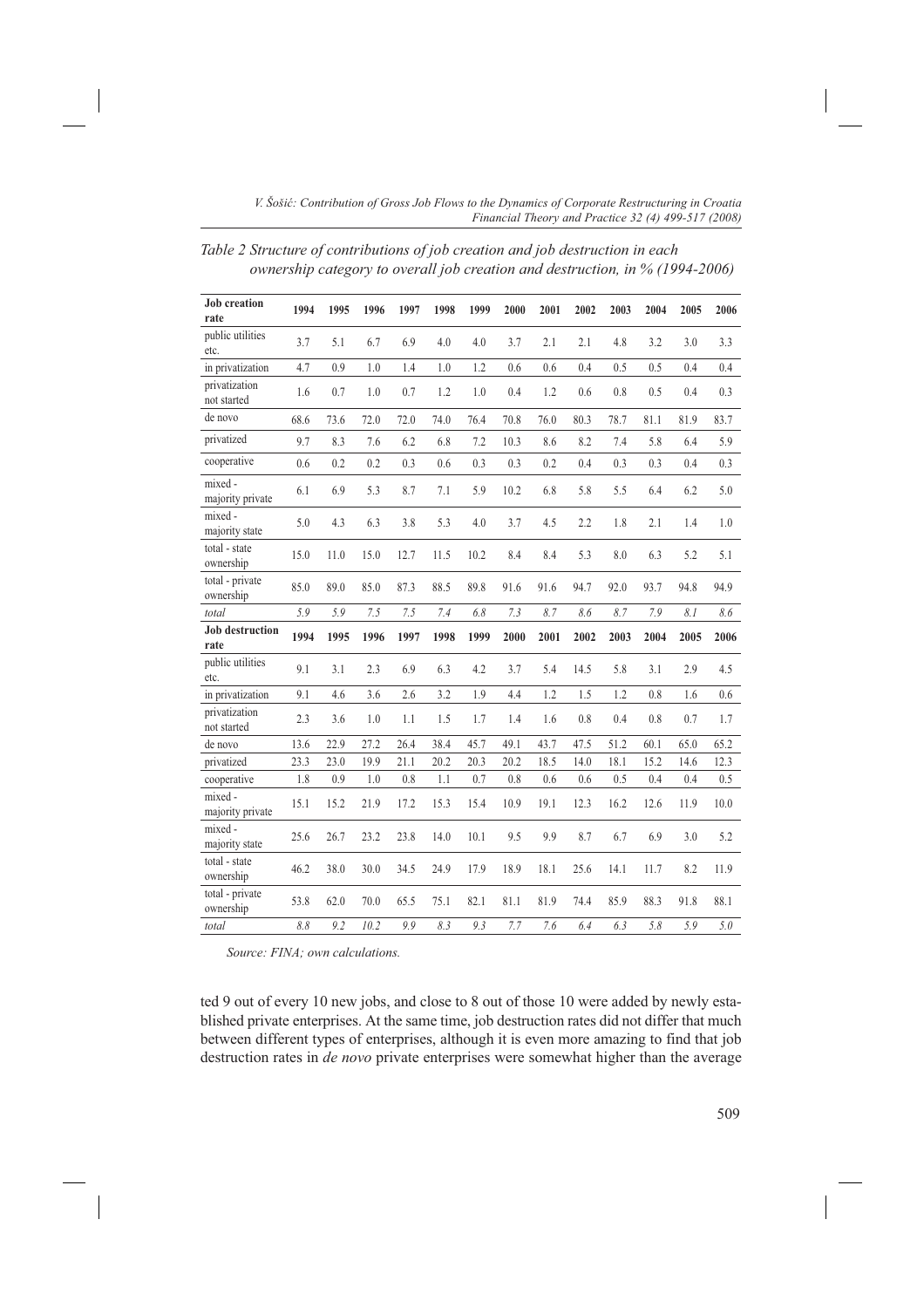*Table 2 Structure of contributions of job creation and job destruction in each ownership category to overall job creation and destruction, in % (1994-2006)*

| **Job creation rate** | **1994** | **1995** | **1996** | **1997** | **1998** | **1999** | **2000** | **2001** | **2002** | **2003** | **2004** | **2005** | **2006** |
|---|---|---|---|---|---|---|---|---|---|---|---|---|---|
| public utilities etc. | 3.7 | 5.1 | 6.7 | 6.9 | 4.0 | 4.0 | 3.7 | 2.1 | 2.1 | 4.8 | 3.2 | 3.0 | 3.3 |
| in privatization | 4.7 | 0.9 | 1.0 | 1.4 | 1.0 | 1.2 | 0.6 | 0.6 | 0.4 | 0.5 | 0.5 | 0.4 | 0.4 |
| privatization not started | 1.6 | 0.7 | 1.0 | 0.7 | 1.2 | 1.0 | 0.4 | 1.2 | 0.6 | 0.8 | 0.5 | 0.4 | 0.3 |
| de novo | 68.6 | 73.6 | 72.0 | 72.0 | 74.0 | 76.4 | 70.8 | 76.0 | 80.3 | 78.7 | 81.1 | 81.9 | 83.7 |
| privatized | 9.7 | 8.3 | 7.6 | 6.2 | 6.8 | 7.2 | 10.3 | 8.6 | 8.2 | 7.4 | 5.8 | 6.4 | 5.9 |
| cooperative | 0.6 | 0.2 | 0.2 | 0.3 | 0.6 | 0.3 | 0.3 | 0.2 | 0.4 | 0.3 | 0.3 | 0.4 | 0.3 |
| mixed - majority private | 6.1 | 6.9 | 5.3 | 8.7 | 7.1 | 5.9 | 10.2 | 6.8 | 5.8 | 5.5 | 6.4 | 6.2 | 5.0 |
| mixed - majority state | 5.0 | 4.3 | 6.3 | 3.8 | 5.3 | 4.0 | 3.7 | 4.5 | 2.2 | 1.8 | 2.1 | 1.4 | 1.0 |
| total - state ownership | 15.0 | 11.0 | 15.0 | 12.7 | 11.5 | 10.2 | 8.4 | 8.4 | 5.3 | 8.0 | 6.3 | 5.2 | 5.1 |
| total - private ownership | 85.0 | 89.0 | 85.0 | 87.3 | 88.5 | 89.8 | 91.6 | 91.6 | 94.7 | 92.0 | 93.7 | 94.8 | 94.9 |
| *total* | *5.9* | *5.9* | *7.5* | *7.5* | *7.4* | *6.8* | *7.3* | *8.7* | *8.6* | *8.7* | *7.9* | *8.1* | *8.6* |
| **Job destruction rate** | **1994** | **1995** | **1996** | **1997** | **1998** | **1999** | **2000** | **2001** | **2002** | **2003** | **2004** | **2005** | **2006** |
| public utilities etc. | 9.1 | 3.1 | 2.3 | 6.9 | 6.3 | 4.2 | 3.7 | 5.4 | 14.5 | 5.8 | 3.1 | 2.9 | 4.5 |
| in privatization | 9.1 | 4.6 | 3.6 | 2.6 | 3.2 | 1.9 | 4.4 | 1.2 | 1.5 | 1.2 | 0.8 | 1.6 | 0.6 |
| privatization not started | 2.3 | 3.6 | 1.0 | 1.1 | 1.5 | 1.7 | 1.4 | 1.6 | 0.8 | 0.4 | 0.8 | 0.7 | 1.7 |
| de novo | 13.6 | 22.9 | 27.2 | 26.4 | 38.4 | 45.7 | 49.1 | 43.7 | 47.5 | 51.2 | 60.1 | 65.0 | 65.2 |
| privatized | 23.3 | 23.0 | 19.9 | 21.1 | 20.2 | 20.3 | 20.2 | 18.5 | 14.0 | 18.1 | 15.2 | 14.6 | 12.3 |
| cooperative | 1.8 | 0.9 | 1.0 | 0.8 | 1.1 | 0.7 | 0.8 | 0.6 | 0.6 | 0.5 | 0.4 | 0.4 | 0.5 |
| mixed - majority private | 15.1 | 15.2 | 21.9 | 17.2 | 15.3 | 15.4 | 10.9 | 19.1 | 12.3 | 16.2 | 12.6 | 11.9 | 10.0 |
| mixed - majority state | 25.6 | 26.7 | 23.2 | 23.8 | 14.0 | 10.1 | 9.5 | 9.9 | 8.7 | 6.7 | 6.9 | 3.0 | 5.2 |
| total - state ownership | 46.2 | 38.0 | 30.0 | 34.5 | 24.9 | 17.9 | 18.9 | 18.1 | 25.6 | 14.1 | 11.7 | 8.2 | 11.9 |
| total - private ownership | 53.8 | 62.0 | 70.0 | 65.5 | 75.1 | 82.1 | 81.1 | 81.9 | 74.4 | 85.9 | 88.3 | 91.8 | 88.1 |
| *total* | *8.8* | *9.2* | *10.2* | *9.9* | *8.3* | *9.3* | *7.7* | *7.6* | *6.4* | *6.3* | *5.8* | *5.9* | *5.0* |

*Source: FINA; own calculations.*

ted 9 out of every 10 new jobs, and close to 8 out of those 10 were added by newly established private enterprises. At the same time, job destruction rates did not differ that much between different types of enterprises, although it is even more amazing to find that job destruction rates in *de novo* private enterprises were somewhat higher than the average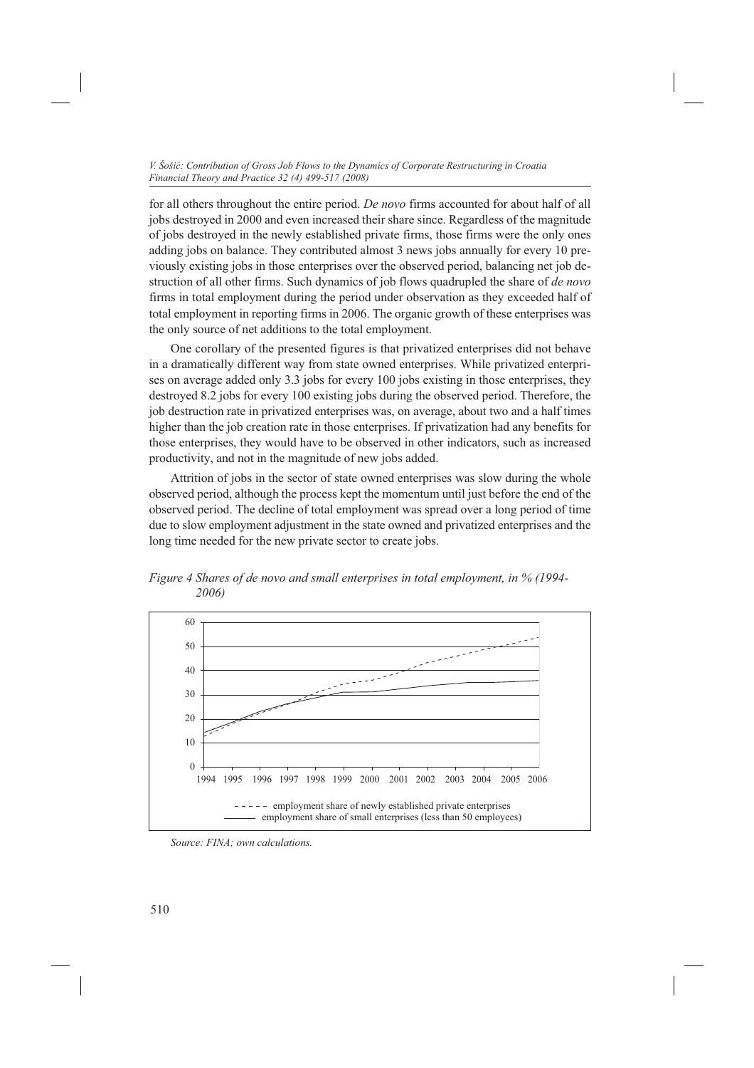for all others throughout the entire period. *De novo* firms accounted for about half of all jobs destroyed in 2000 and even increased their share since. Regardless of the magnitude of jobs destroyed in the newly established private firms, those firms were the only ones adding jobs on balance. They contributed almost 3 news jobs annually for every 10 previously existing jobs in those enterprises over the observed period, balancing net job destruction of all other firms. Such dynamics of job flows quadrupled the share of *de novo* firms in total employment during the period under observation as they exceeded half of total employment in reporting firms in 2006. The organic growth of these enterprises was the only source of net additions to the total employment.

One corollary of the presented figures is that privatized enterprises did not behave in a dramatically different way from state owned enterprises. While privatized enterprises on average added only 3.3 jobs for every 100 jobs existing in those enterprises, they destroyed 8.2 jobs for every 100 existing jobs during the observed period. Therefore, the job destruction rate in privatized enterprises was, on average, about two and a half times higher than the job creation rate in those enterprises. If privatization had any benefits for those enterprises, they would have to be observed in other indicators, such as increased productivity, and not in the magnitude of new jobs added.

Attrition of jobs in the sector of state owned enterprises was slow during the whole observed period, although the process kept the momentum until just before the end of the observed period. The decline of total employment was spread over a long period of time due to slow employment adjustment in the state owned and privatized enterprises and the long time needed for the new private sector to create jobs.

*Figure 4 Shares of de novo and small enterprises in total employment, in % (1994-2006)*

*Source: FINA; own calculations.*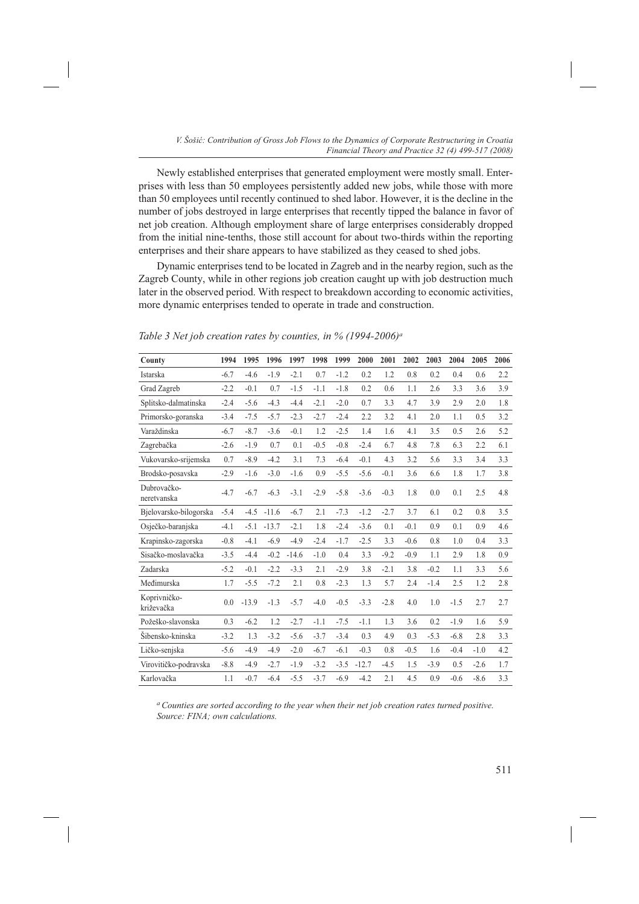Newly established enterprises that generated employment were mostly small. Enterprises with less than 50 employees persistently added new jobs, while those with more than 50 employees until recently continued to shed labor. However, it is the decline in the number of jobs destroyed in large enterprises that recently tipped the balance in favor of net job creation. Although employment share of large enterprises considerably dropped from the initial nine-tenths, those still account for about two-thirds within the reporting enterprises and their share appears to have stabilized as they ceased to shed jobs.

Dynamic enterprises tend to be located in Zagreb and in the nearby region, such as the Zagreb County, while in other regions job creation caught up with job destruction much later in the observed period. With respect to breakdown according to economic activities, more dynamic enterprises tended to operate in trade and construction.

*Table 3 Net job creation rates by counties, in % (1994-2006)*[a]

| County | 1994 | 1995 | 1996 | 1997 | 1998 | 1999 | 2000 | 2001 | 2002 | 2003 | 2004 | 2005 | 2006 |
|---|---|---|---|---|---|---|---|---|---|---|---|---|---|
| Istarska | -6.7 | -4.6 | -1.9 | -2.1 | 0.7 | -1.2 | 0.2 | 1.2 | 0.8 | 0.2 | 0.4 | 0.6 | 2.2 |
| Grad Zagreb | -2.2 | -0.1 | 0.7 | -1.5 | -1.1 | -1.8 | 0.2 | 0.6 | 1.1 | 2.6 | 3.3 | 3.6 | 3.9 |
| Splitsko-dalmatinska | -2.4 | -5.6 | -4.3 | -4.4 | -2.1 | -2.0 | 0.7 | 3.3 | 4.7 | 3.9 | 2.9 | 2.0 | 1.8 |
| Primorsko-goranska | -3.4 | -7.5 | -5.7 | -2.3 | -2.7 | -2.4 | 2.2 | 3.2 | 4.1 | 2.0 | 1.1 | 0.5 | 3.2 |
| Varaždinska | -6.7 | -8.7 | -3.6 | -0.1 | 1.2 | -2.5 | 1.4 | 1.6 | 4.1 | 3.5 | 0.5 | 2.6 | 5.2 |
| Zagrebačka | -2.6 | -1.9 | 0.7 | 0.1 | -0.5 | -0.8 | -2.4 | 6.7 | 4.8 | 7.8 | 6.3 | 2.2 | 6.1 |
| Vukovarsko-srijemska | 0.7 | -8.9 | -4.2 | 3.1 | 7.3 | -6.4 | -0.1 | 4.3 | 3.2 | 5.6 | 3.3 | 3.4 | 3.3 |
| Brodsko-posavska | -2.9 | -1.6 | -3.0 | -1.6 | 0.9 | -5.5 | -5.6 | -0.1 | 3.6 | 6.6 | 1.8 | 1.7 | 3.8 |
| Dubrovačko-neretvanska | -4.7 | -6.7 | -6.3 | -3.1 | -2.9 | -5.8 | -3.6 | -0.3 | 1.8 | 0.0 | 0.1 | 2.5 | 4.8 |
| Bjelovarsko-bilogorska | -5.4 | -4.5 | -11.6 | -6.7 | 2.1 | -7.3 | -1.2 | -2.7 | 3.7 | 6.1 | 0.2 | 0.8 | 3.5 |
| Osječko-baranjska | -4.1 | -5.1 | -13.7 | -2.1 | 1.8 | -2.4 | -3.6 | 0.1 | -0.1 | 0.9 | 0.1 | 0.9 | 4.6 |
| Krapinsko-zagorska | -0.8 | -4.1 | -6.9 | -4.9 | -2.4 | -1.7 | -2.5 | 3.3 | -0.6 | 0.8 | 1.0 | 0.4 | 3.3 |
| Sisačko-moslavačka | -3.5 | -4.4 | -0.2 | -14.6 | -1.0 | 0.4 | 3.3 | -9.2 | -0.9 | 1.1 | 2.9 | 1.8 | 0.9 |
| Zadarska | -5.2 | -0.1 | -2.2 | -3.3 | 2.1 | -2.9 | 3.8 | -2.1 | 3.8 | -0.2 | 1.1 | 3.3 | 5.6 |
| Međimurska | 1.7 | -5.5 | -7.2 | 2.1 | 0.8 | -2.3 | 1.3 | 5.7 | 2.4 | -1.4 | 2.5 | 1.2 | 2.8 |
| Koprivničko-križevačka | 0.0 | -13.9 | -1.3 | -5.7 | -4.0 | -0.5 | -3.3 | -2.8 | 4.0 | 1.0 | -1.5 | 2.7 | 2.7 |
| Požeško-slavonska | 0.3 | -6.2 | 1.2 | -2.7 | -1.1 | -7.5 | -1.1 | 1.3 | 3.6 | 0.2 | -1.9 | 1.6 | 5.9 |
| Šibensko-kninska | -3.2 | 1.3 | -3.2 | -5.6 | -3.7 | -3.4 | 0.3 | 4.9 | 0.3 | -5.3 | -6.8 | 2.8 | 3.3 |
| Ličko-senjska | -5.6 | -4.9 | -4.9 | -2.0 | -6.7 | -6.1 | -0.3 | 0.8 | -0.5 | 1.6 | -0.4 | -1.0 | 4.2 |
| Virovitičko-podravska | -8.8 | -4.9 | -2.7 | -1.9 | -3.2 | -3.5 | -12.7 | -4.5 | 1.5 | -3.9 | 0.5 | -2.6 | 1.7 |
| Karlovačka | 1.1 | -0.7 | -6.4 | -5.5 | -3.7 | -6.9 | -4.2 | 2.1 | 4.5 | 0.9 | -0.6 | -8.6 | 3.3 |

*[a] Counties are sorted according to the year when their net job creation rates turned positive.*
*Source: FINA; own calculations.*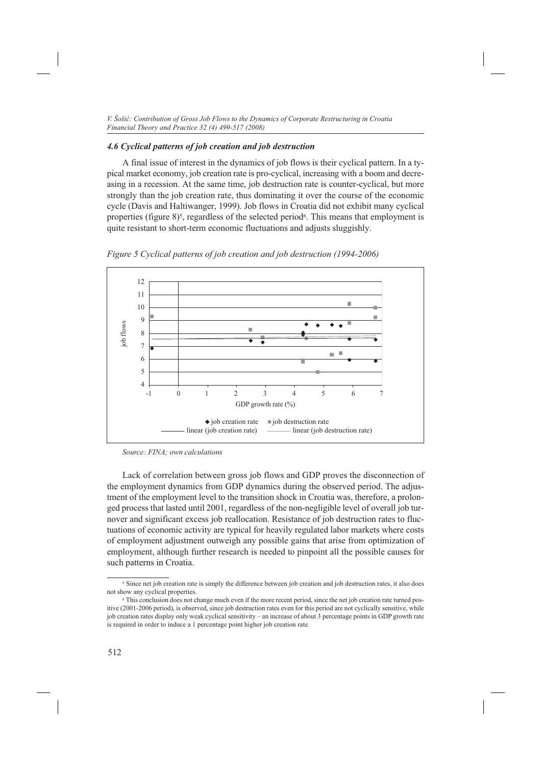### *4.6 Cyclical patterns of job creation and job destruction*

A final issue of interest in the dynamics of job flows is their cyclical pattern. In a typical market economy, job creation rate is pro-cyclical, increasing with a boom and decreasing in a recession. At the same time, job destruction rate is counter-cyclical, but more strongly than the job creation rate, thus dominating it over the course of the economic cycle (Davis and Haltiwanger, 1999). Job flows in Croatia did not exhibit many cyclical properties (figure 8)[5], regardless of the selected period[6]. This means that employment is quite resistant to short-term economic fluctuations and adjusts sluggishly.

*Figure 5 Cyclical patterns of job creation and job destruction (1994-2006)*

*Source: FINA; own calculations*

Lack of correlation between gross job flows and GDP proves the disconnection of the employment dynamics from GDP dynamics during the observed period. The adjustment of the employment level to the transition shock in Croatia was, therefore, a prolonged process that lasted until 2001, regardless of the non-negligible level of overall job turnover and significant excess job reallocation. Resistance of job destruction rates to fluctuations of economic activity are typical for heavily regulated labor markets where costs of employment adjustment outweigh any possible gains that arise from optimization of employment, although further research is needed to pinpoint all the possible causes for such patterns in Croatia.

---

[5] Since net job creation rate is simply the difference between job creation and job destruction rates, it also does not show any cyclical properties.

[6] This conclusion does not change much even if the more recent period, since the net job creation rate turned positive (2001-2006 period), is observed, since job destruction rates even for this period are not cyclically sensitive, while job creation rates display only weak cyclical sensitivity – an increase of about 3 percentage points in GDP growth rate is required in order to induce a 1 percentage point higher job creation rate.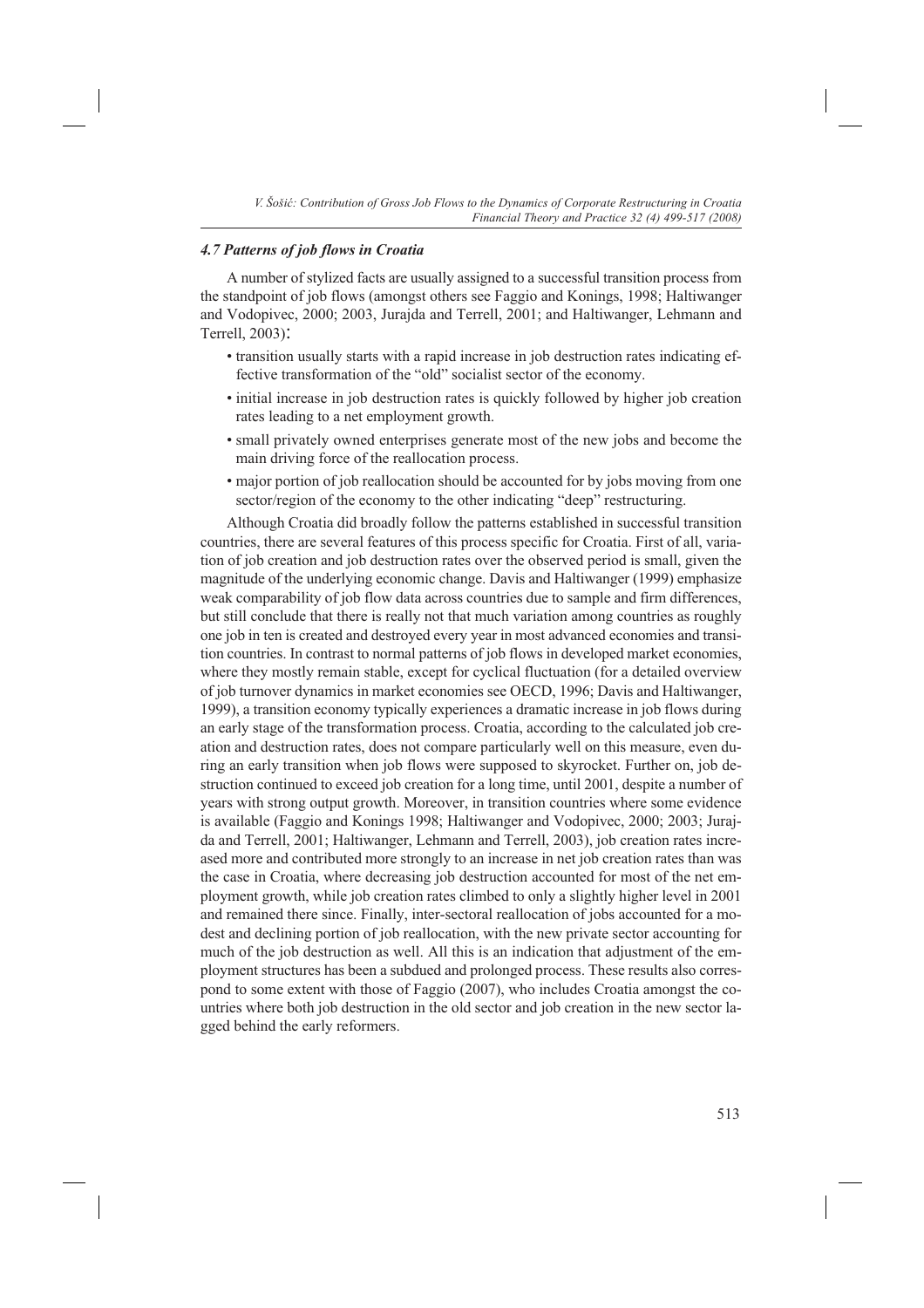### *4.7 Patterns of job flows in Croatia*

A number of stylized facts are usually assigned to a successful transition process from the standpoint of job flows (amongst others see Faggio and Konings, 1998; Haltiwanger and Vodopivec, 2000; 2003, Jurajda and Terrell, 2001; and Haltiwanger, Lehmann and Terrell, 2003):

- transition usually starts with a rapid increase in job destruction rates indicating effective transformation of the "old" socialist sector of the economy.
- initial increase in job destruction rates is quickly followed by higher job creation rates leading to a net employment growth.
- small privately owned enterprises generate most of the new jobs and become the main driving force of the reallocation process.
- major portion of job reallocation should be accounted for by jobs moving from one sector/region of the economy to the other indicating "deep" restructuring.

Although Croatia did broadly follow the patterns established in successful transition countries, there are several features of this process specific for Croatia. First of all, variation of job creation and job destruction rates over the observed period is small, given the magnitude of the underlying economic change. Davis and Haltiwanger (1999) emphasize weak comparability of job flow data across countries due to sample and firm differences, but still conclude that there is really not that much variation among countries as roughly one job in ten is created and destroyed every year in most advanced economies and transition countries. In contrast to normal patterns of job flows in developed market economies, where they mostly remain stable, except for cyclical fluctuation (for a detailed overview of job turnover dynamics in market economies see OECD, 1996; Davis and Haltiwanger, 1999), a transition economy typically experiences a dramatic increase in job flows during an early stage of the transformation process. Croatia, according to the calculated job creation and destruction rates, does not compare particularly well on this measure, even during an early transition when job flows were supposed to skyrocket. Further on, job destruction continued to exceed job creation for a long time, until 2001, despite a number of years with strong output growth. Moreover, in transition countries where some evidence is available (Faggio and Konings 1998; Haltiwanger and Vodopivec, 2000; 2003; Jurajda and Terrell, 2001; Haltiwanger, Lehmann and Terrell, 2003), job creation rates increased more and contributed more strongly to an increase in net job creation rates than was the case in Croatia, where decreasing job destruction accounted for most of the net employment growth, while job creation rates climbed to only a slightly higher level in 2001 and remained there since. Finally, inter-sectoral reallocation of jobs accounted for a modest and declining portion of job reallocation, with the new private sector accounting for much of the job destruction as well. All this is an indication that adjustment of the employment structures has been a subdued and prolonged process. These results also correspond to some extent with those of Faggio (2007), who includes Croatia amongst the countries where both job destruction in the old sector and job creation in the new sector lagged behind the early reformers.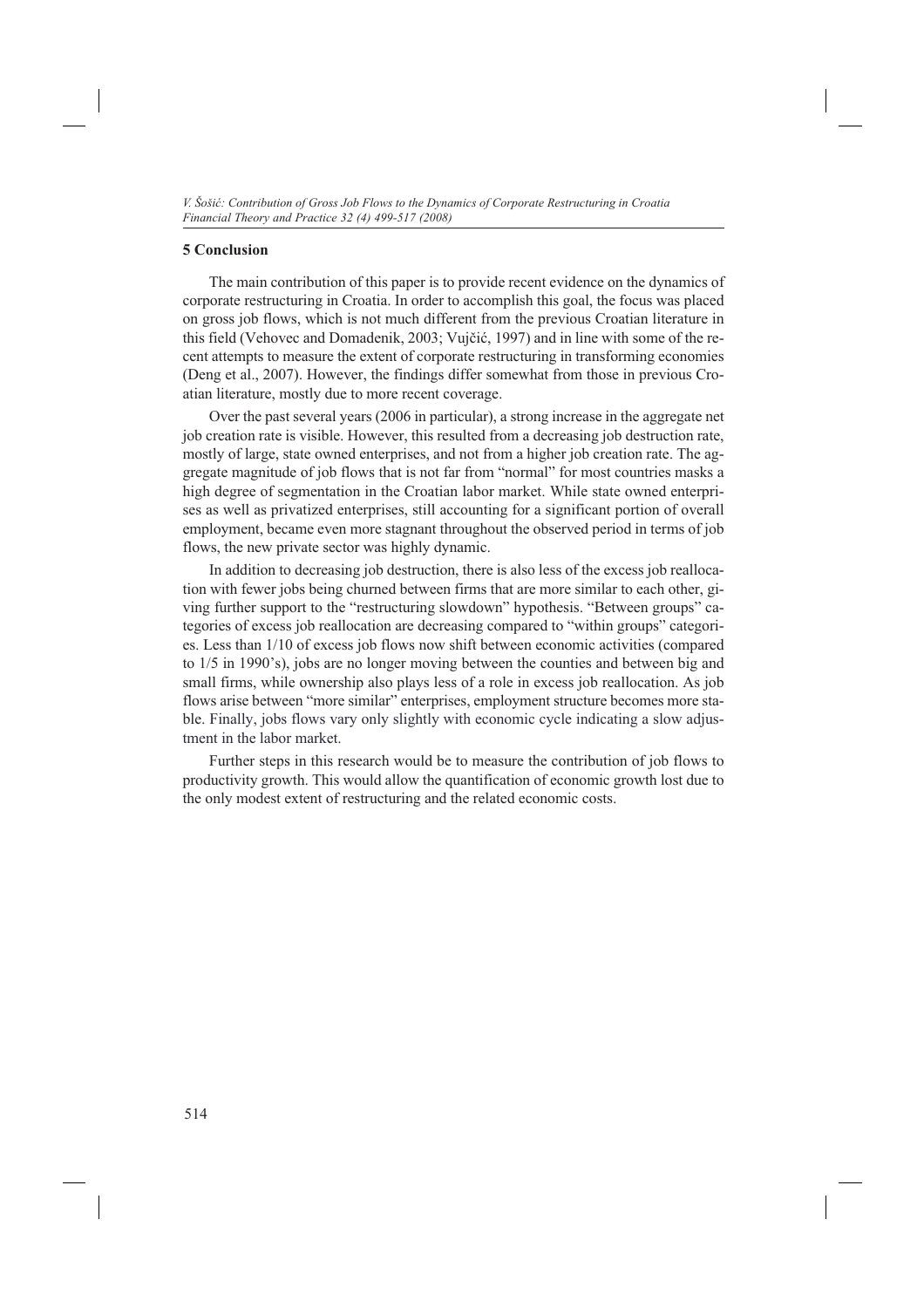## 5 Conclusion

The main contribution of this paper is to provide recent evidence on the dynamics of corporate restructuring in Croatia. In order to accomplish this goal, the focus was placed on gross job flows, which is not much different from the previous Croatian literature in this field (Vehovec and Domadenik, 2003; Vujčić, 1997) and in line with some of the recent attempts to measure the extent of corporate restructuring in transforming economies (Deng et al., 2007). However, the findings differ somewhat from those in previous Croatian literature, mostly due to more recent coverage.

Over the past several years (2006 in particular), a strong increase in the aggregate net job creation rate is visible. However, this resulted from a decreasing job destruction rate, mostly of large, state owned enterprises, and not from a higher job creation rate. The aggregate magnitude of job flows that is not far from "normal" for most countries masks a high degree of segmentation in the Croatian labor market. While state owned enterprises as well as privatized enterprises, still accounting for a significant portion of overall employment, became even more stagnant throughout the observed period in terms of job flows, the new private sector was highly dynamic.

In addition to decreasing job destruction, there is also less of the excess job reallocation with fewer jobs being churned between firms that are more similar to each other, giving further support to the "restructuring slowdown" hypothesis. "Between groups" categories of excess job reallocation are decreasing compared to "within groups" categories. Less than 1/10 of excess job flows now shift between economic activities (compared to 1/5 in 1990's), jobs are no longer moving between the counties and between big and small firms, while ownership also plays less of a role in excess job reallocation. As job flows arise between "more similar" enterprises, employment structure becomes more stable. Finally, jobs flows vary only slightly with economic cycle indicating a slow adjustment in the labor market.

Further steps in this research would be to measure the contribution of job flows to productivity growth. This would allow the quantification of economic growth lost due to the only modest extent of restructuring and the related economic costs.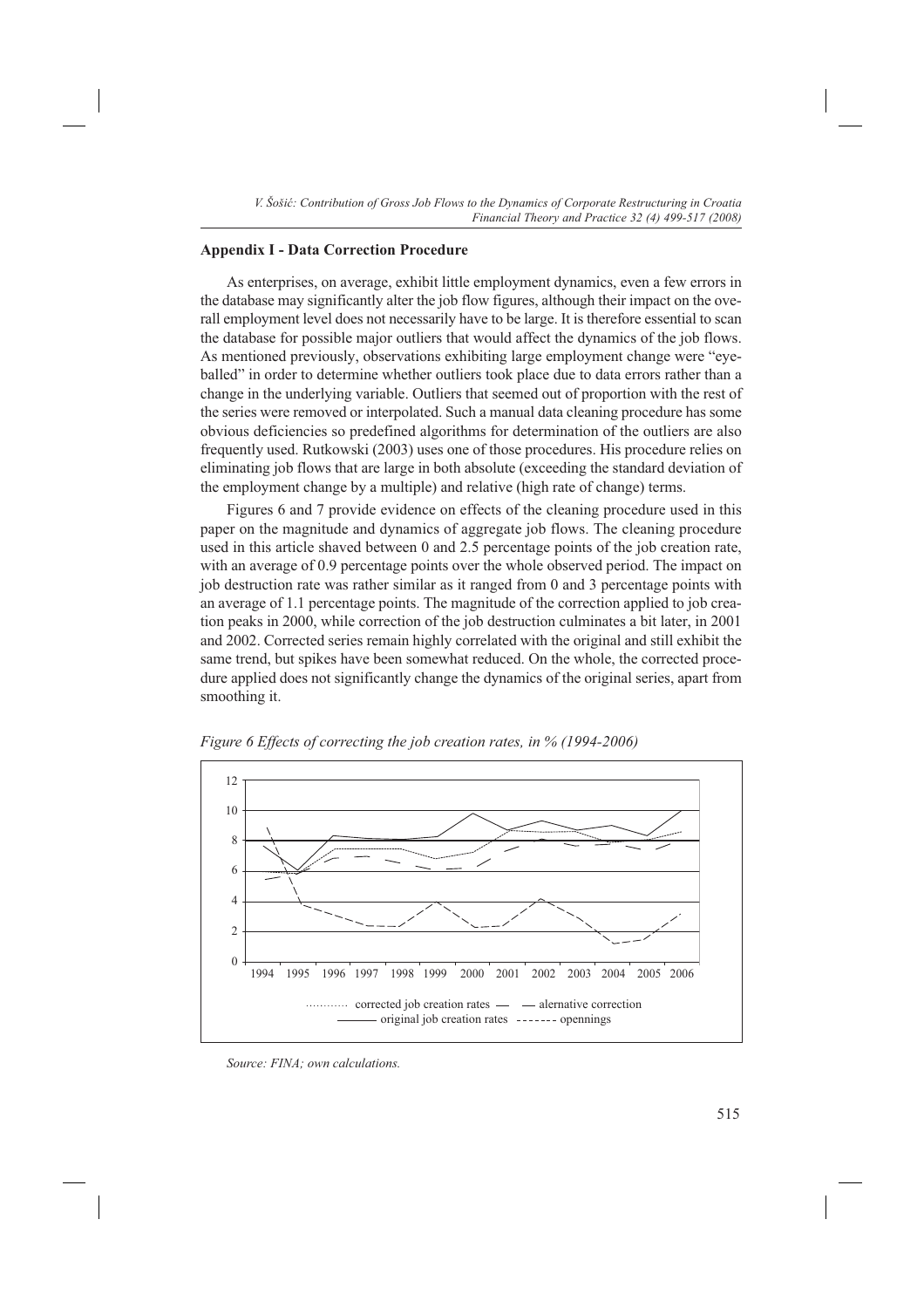## Appendix I - Data Correction Procedure

As enterprises, on average, exhibit little employment dynamics, even a few errors in the database may significantly alter the job flow figures, although their impact on the overall employment level does not necessarily have to be large. It is therefore essential to scan the database for possible major outliers that would affect the dynamics of the job flows. As mentioned previously, observations exhibiting large employment change were "eyeballed" in order to determine whether outliers took place due to data errors rather than a change in the underlying variable. Outliers that seemed out of proportion with the rest of the series were removed or interpolated. Such a manual data cleaning procedure has some obvious deficiencies so predefined algorithms for determination of the outliers are also frequently used. Rutkowski (2003) uses one of those procedures. His procedure relies on eliminating job flows that are large in both absolute (exceeding the standard deviation of the employment change by a multiple) and relative (high rate of change) terms.

Figures 6 and 7 provide evidence on effects of the cleaning procedure used in this paper on the magnitude and dynamics of aggregate job flows. The cleaning procedure used in this article shaved between 0 and 2.5 percentage points of the job creation rate, with an average of 0.9 percentage points over the whole observed period. The impact on job destruction rate was rather similar as it ranged from 0 and 3 percentage points with an average of 1.1 percentage points. The magnitude of the correction applied to job creation peaks in 2000, while correction of the job destruction culminates a bit later, in 2001 and 2002. Corrected series remain highly correlated with the original and still exhibit the same trend, but spikes have been somewhat reduced. On the whole, the corrected procedure applied does not significantly change the dynamics of the original series, apart from smoothing it.

*Figure 6 Effects of correcting the job creation rates, in % (1994-2006)*

*Source: FINA; own calculations.*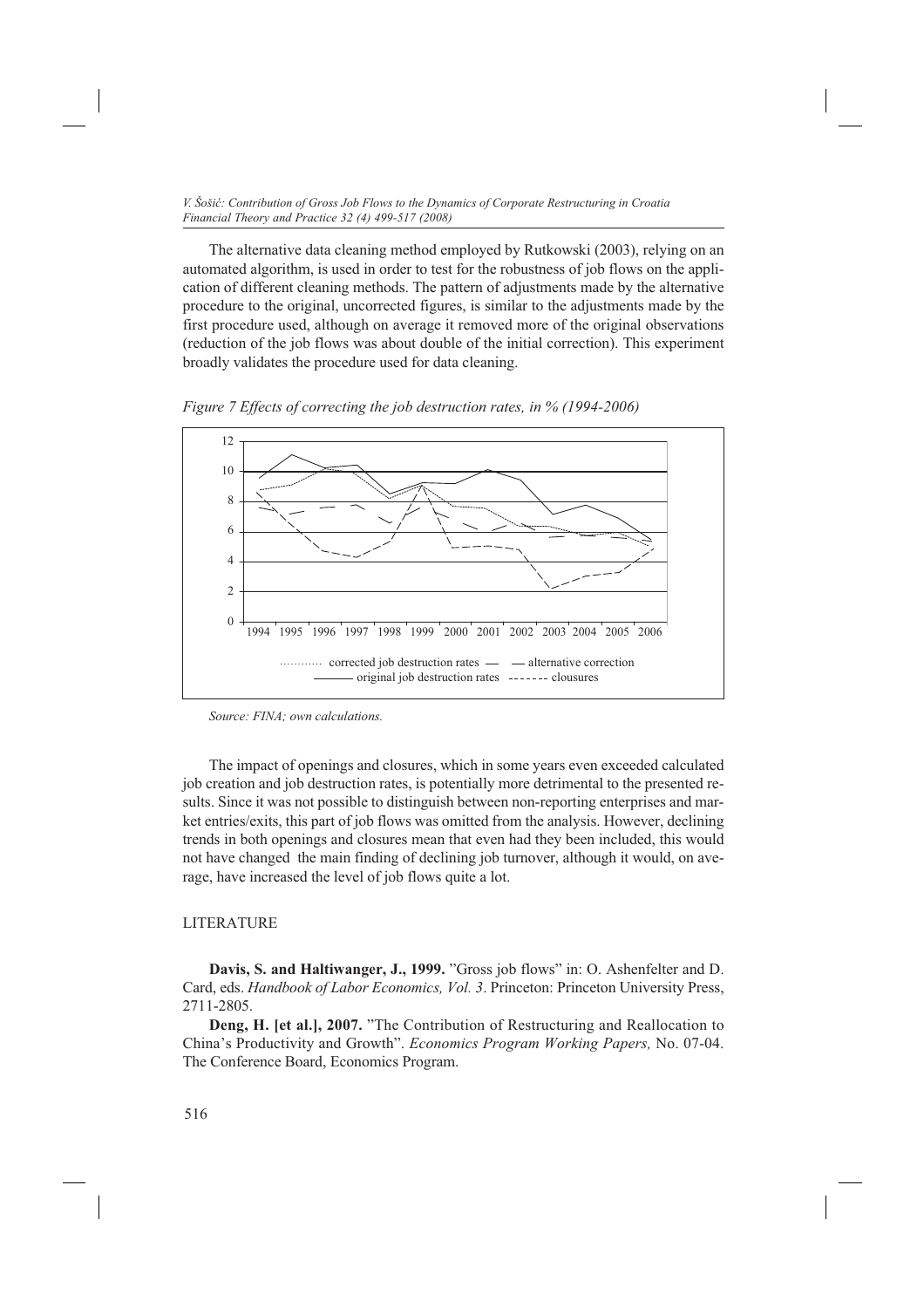The alternative data cleaning method employed by Rutkowski (2003), relying on an automated algorithm, is used in order to test for the robustness of job flows on the application of different cleaning methods. The pattern of adjustments made by the alternative procedure to the original, uncorrected figures, is similar to the adjustments made by the first procedure used, although on average it removed more of the original observations (reduction of the job flows was about double of the initial correction). This experiment broadly validates the procedure used for data cleaning.

*Figure 7 Effects of correcting the job destruction rates, in % (1994-2006)*

*Source: FINA; own calculations.*

The impact of openings and closures, which in some years even exceeded calculated job creation and job destruction rates, is potentially more detrimental to the presented results. Since it was not possible to distinguish between non-reporting enterprises and market entries/exits, this part of job flows was omitted from the analysis. However, declining trends in both openings and closures mean that even had they been included, this would not have changed the main finding of declining job turnover, although it would, on average, have increased the level of job flows quite a lot.

## LITERATURE

**Davis, S. and Haltiwanger, J., 1999.** "Gross job flows" in: O. Ashenfelter and D. Card, eds. *Handbook of Labor Economics, Vol. 3*. Princeton: Princeton University Press, 2711-2805.

**Deng, H. [et al.], 2007.** "The Contribution of Restructuring and Reallocation to China's Productivity and Growth". *Economics Program Working Papers,* No. 07-04. The Conference Board, Economics Program.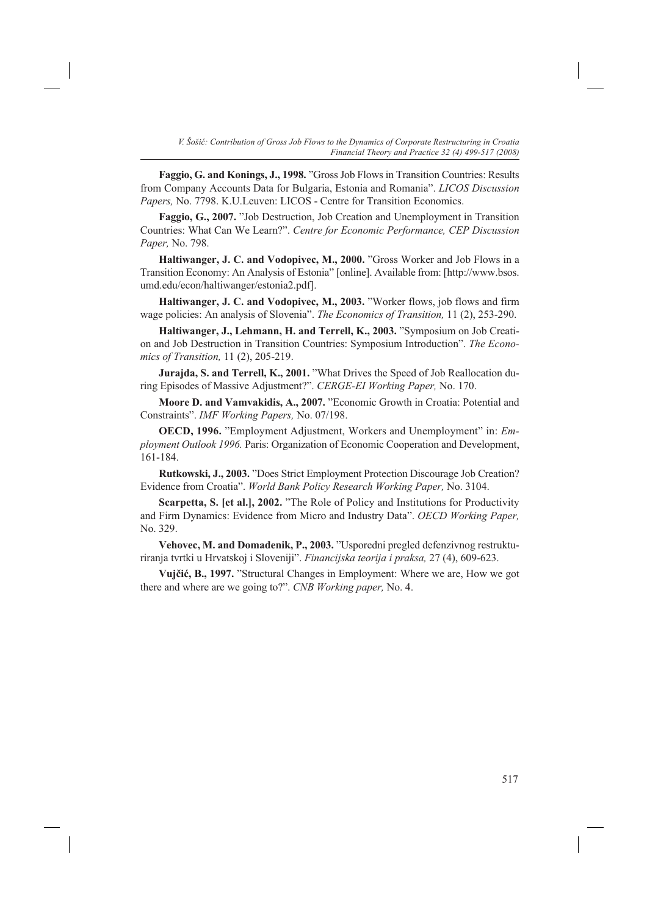**Faggio, G. and Konings, J., 1998.** "Gross Job Flows in Transition Countries: Results from Company Accounts Data for Bulgaria, Estonia and Romania". *LICOS Discussion Papers,* No. 7798. K.U.Leuven: LICOS - Centre for Transition Economics.

**Faggio, G., 2007.** "Job Destruction, Job Creation and Unemployment in Transition Countries: What Can We Learn?". *Centre for Economic Performance, CEP Discussion Paper,* No. 798.

**Haltiwanger, J. C. and Vodopivec, M., 2000.** "Gross Worker and Job Flows in a Transition Economy: An Analysis of Estonia" [online]. Available from: [http://www.bsos.umd.edu/econ/haltiwanger/estonia2.pdf].

**Haltiwanger, J. C. and Vodopivec, M., 2003.** "Worker flows, job flows and firm wage policies: An analysis of Slovenia". *The Economics of Transition,* 11 (2), 253-290.

**Haltiwanger, J., Lehmann, H. and Terrell, K., 2003.** "Symposium on Job Creation and Job Destruction in Transition Countries: Symposium Introduction". *The Economics of Transition,* 11 (2), 205-219.

**Jurajda, S. and Terrell, K., 2001.** "What Drives the Speed of Job Reallocation during Episodes of Massive Adjustment?". *CERGE-EI Working Paper,* No. 170.

**Moore D. and Vamvakidis, A., 2007.** "Economic Growth in Croatia: Potential and Constraints". *IMF Working Papers,* No. 07/198.

**OECD, 1996.** "Employment Adjustment, Workers and Unemployment" in: *Employment Outlook 1996.* Paris: Organization of Economic Cooperation and Development, 161-184.

**Rutkowski, J., 2003.** "Does Strict Employment Protection Discourage Job Creation? Evidence from Croatia". *World Bank Policy Research Working Paper,* No. 3104.

**Scarpetta, S. [et al.], 2002.** "The Role of Policy and Institutions for Productivity and Firm Dynamics: Evidence from Micro and Industry Data". *OECD Working Paper,* No. 329.

**Vehovec, M. and Domadenik, P., 2003.** "Usporedni pregled defenzivnog restrukturiranja tvrtki u Hrvatskoj i Sloveniji". *Financijska teorija i praksa,* 27 (4), 609-623.

**Vujčić, B., 1997.** "Structural Changes in Employment: Where we are, How we got there and where are we going to?". *CNB Working paper,* No. 4.